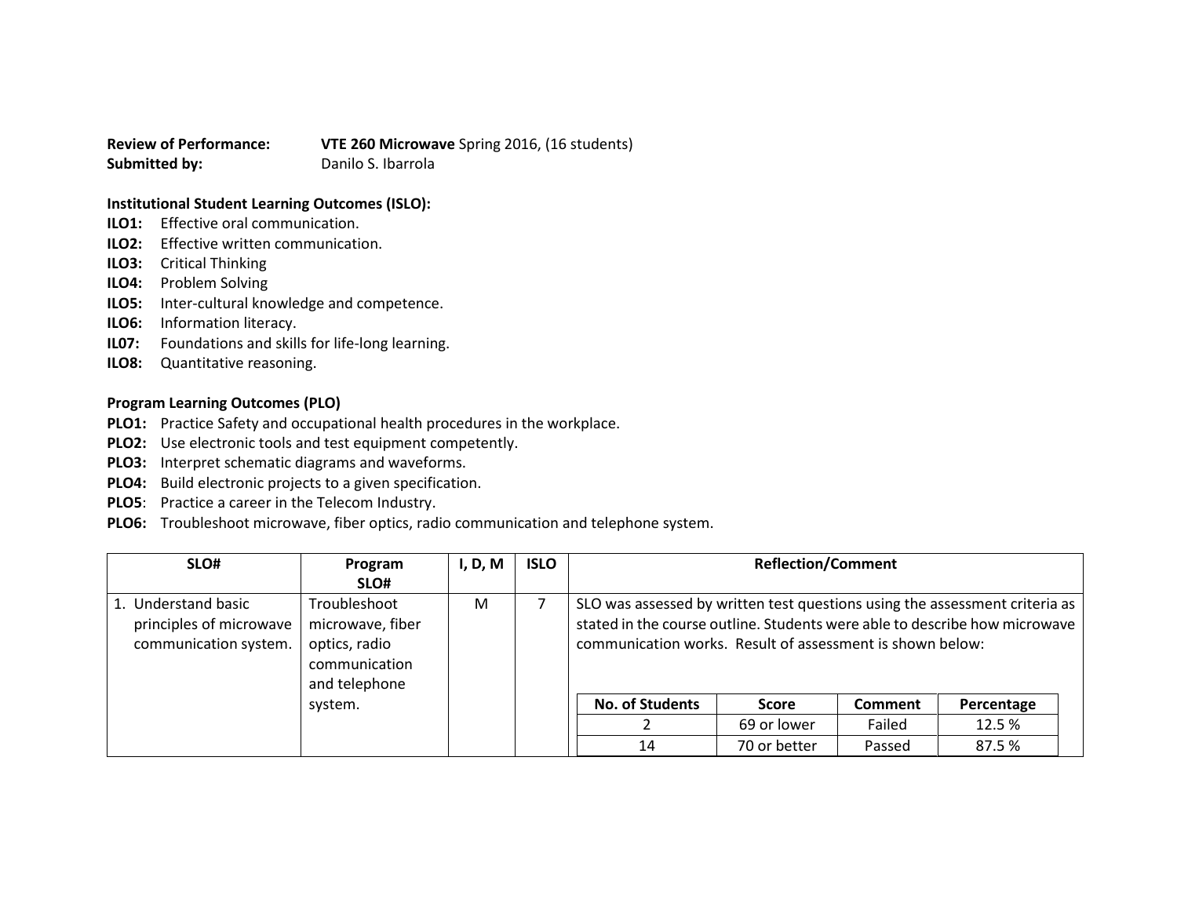**Review of Performance:** **VTE 260 Microwave** Spring 2016, (16 students)
**Submitted by:** Danilo S. Ibarrola

**Institutional Student Learning Outcomes (ISLO):**

**ILO1:** Effective oral communication.
**ILO2:** Effective written communication.
**ILO3:** Critical Thinking
**ILO4:** Problem Solving
**ILO5:** Inter-cultural knowledge and competence.
**ILO6:** Information literacy.
**IL07:** Foundations and skills for life-long learning.
**ILO8:** Quantitative reasoning.

**Program Learning Outcomes (PLO)**

**PLO1:** Practice Safety and occupational health procedures in the workplace.
**PLO2:** Use electronic tools and test equipment competently.
**PLO3:** Interpret schematic diagrams and waveforms.
**PLO4:** Build electronic projects to a given specification.
**PLO5**: Practice a career in the Telecom Industry.
**PLO6:** Troubleshoot microwave, fiber optics, radio communication and telephone system.

| SLO# | Program SLO# | I, D, M | ISLO | Reflection/Comment |
|---|---|---|---|---|
| 1. Understand basic principles of microwave communication system. | Troubleshoot microwave, fiber optics, radio communication and telephone system. | M | 7 | SLO was assessed by written test questions using the assessment criteria as stated in the course outline. Students were able to describe how microwave communication works. Result of assessment is shown below: |

| No. of Students | Score | Comment | Percentage |
|---|---|---|---|
| 2 | 69 or lower | Failed | 12.5 % |
| 14 | 70 or better | Passed | 87.5 % |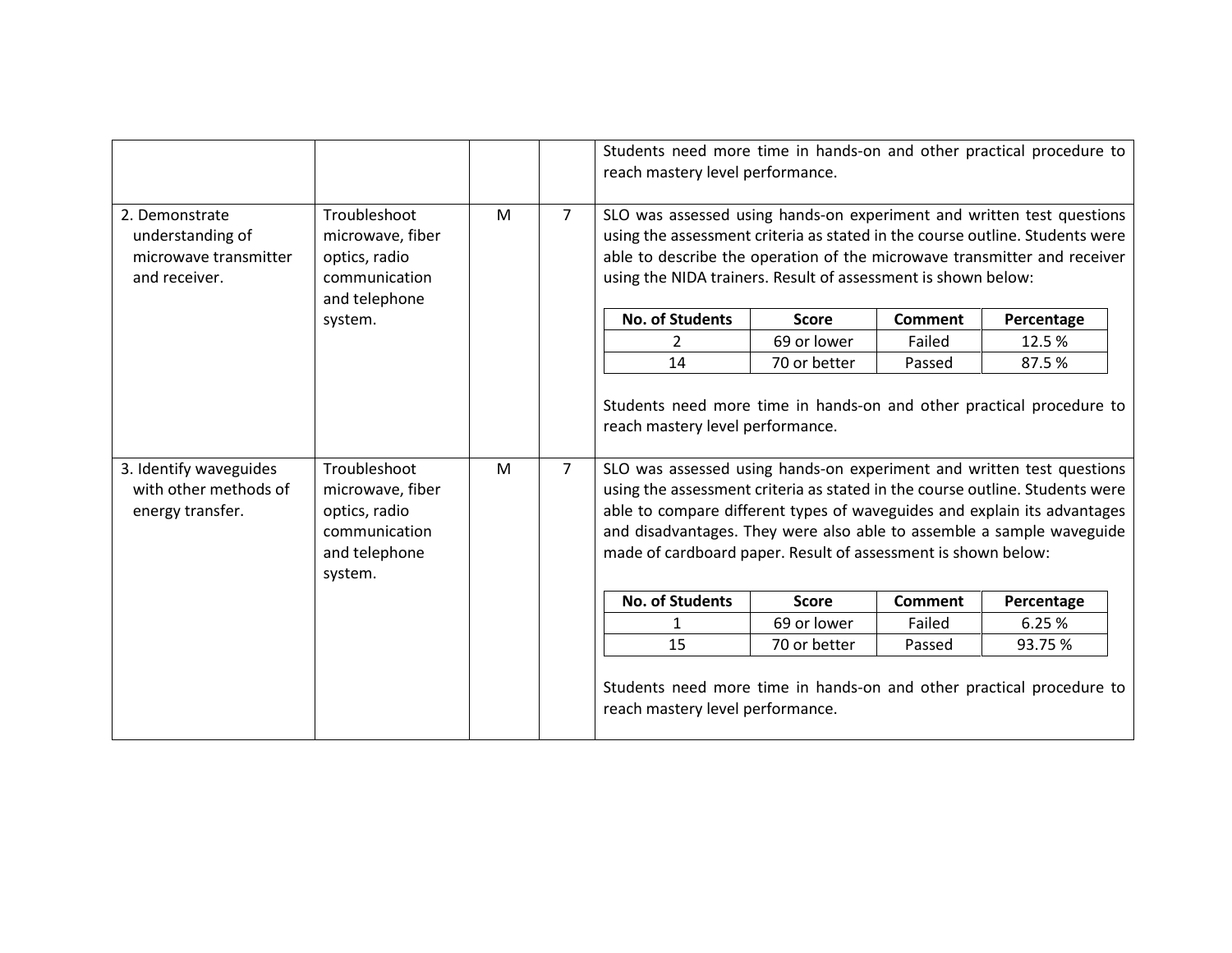| | | | | |
|---|---|---|---|---|
| | | | | Students need more time in hands-on and other practical procedure to reach mastery level performance. |
| 2. Demonstrate understanding of microwave transmitter and receiver. | Troubleshoot microwave, fiber optics, radio communication and telephone system. | M | 7 | SLO was assessed using hands-on experiment and written test questions using the assessment criteria as stated in the course outline. Students were able to describe the operation of the microwave transmitter and receiver using the NIDA trainers. Result of assessment is shown below: |
| 3. Identify waveguides with other methods of energy transfer. | Troubleshoot microwave, fiber optics, radio communication and telephone system. | M | 7 | SLO was assessed using hands-on experiment and written test questions using the assessment criteria as stated in the course outline. Students were able to compare different types of waveguides and explain its advantages and disadvantages. They were also able to assemble a sample waveguide made of cardboard paper. Result of assessment is shown below: |

**SLO 2 results:**

| No. of Students | Score | Comment | Percentage |
|---|---|---|---|
| 2 | 69 or lower | Failed | 12.5 % |
| 14 | 70 or better | Passed | 87.5 % |

Students need more time in hands-on and other practical procedure to reach mastery level performance.

**SLO 3 results:**

| No. of Students | Score | Comment | Percentage |
|---|---|---|---|
| 1 | 69 or lower | Failed | 6.25 % |
| 15 | 70 or better | Passed | 93.75 % |

Students need more time in hands-on and other practical procedure to reach mastery level performance.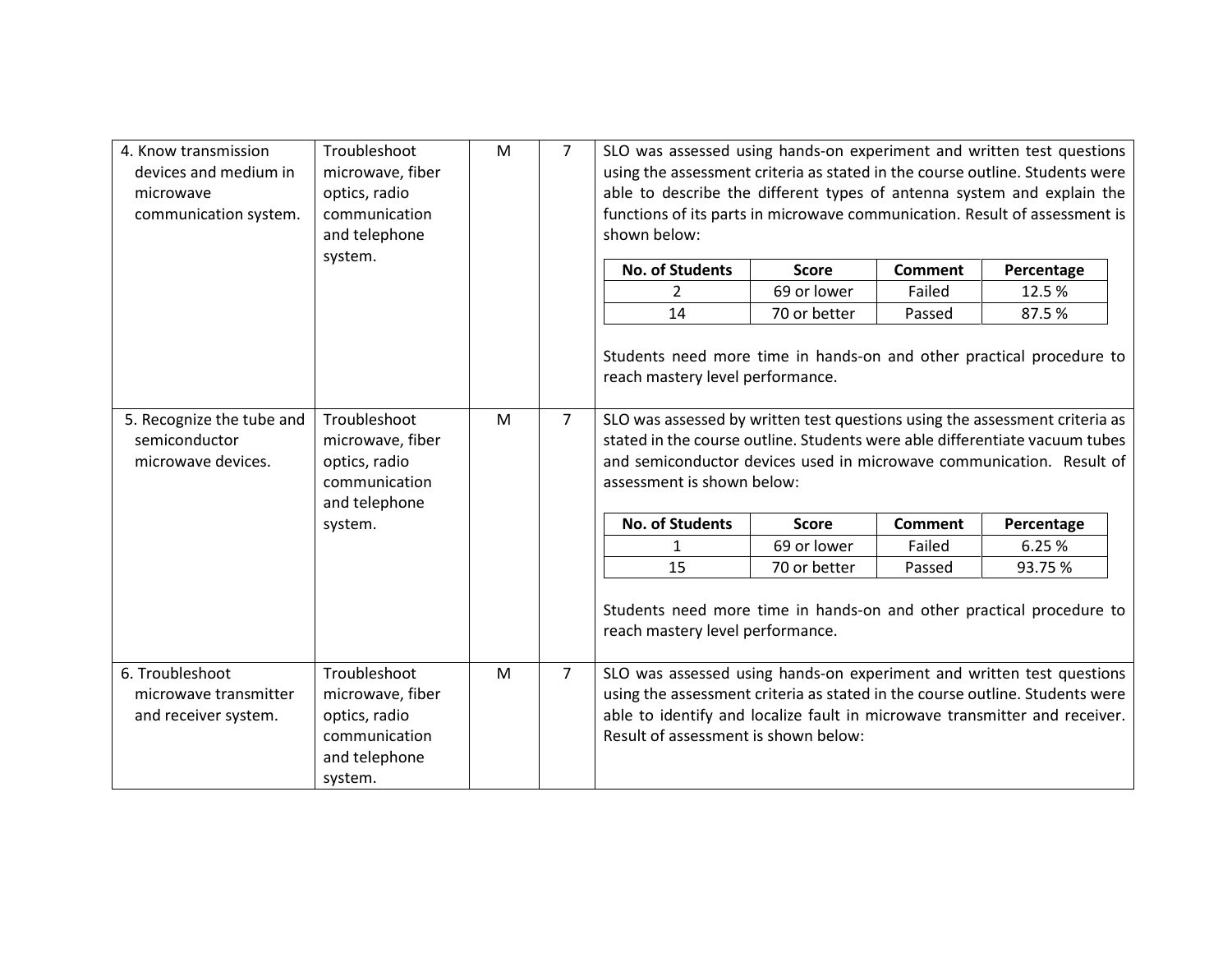| | | | | |
|---|---|---|---|---|
| 4. Know transmission devices and medium in microwave communication system. | Troubleshoot microwave, fiber optics, radio communication and telephone system. | M | 7 | SLO was assessed using hands-on experiment and written test questions using the assessment criteria as stated in the course outline. Students were able to describe the different types of antenna system and explain the functions of its parts in microwave communication. Result of assessment is shown below:<br><br>**No. of Students** / **Score** / **Comment** / **Percentage**<br>2 / 69 or lower / Failed / 12.5 %<br>14 / 70 or better / Passed / 87.5 %<br><br>Students need more time in hands-on and other practical procedure to reach mastery level performance. |
| 5. Recognize the tube and semiconductor microwave devices. | Troubleshoot microwave, fiber optics, radio communication and telephone system. | M | 7 | SLO was assessed by written test questions using the assessment criteria as stated in the course outline. Students were able differentiate vacuum tubes and semiconductor devices used in microwave communication. Result of assessment is shown below:<br><br>**No. of Students** / **Score** / **Comment** / **Percentage**<br>1 / 69 or lower / Failed / 6.25 %<br>15 / 70 or better / Passed / 93.75 %<br><br>Students need more time in hands-on and other practical procedure to reach mastery level performance. |
| 6. Troubleshoot microwave transmitter and receiver system. | Troubleshoot microwave, fiber optics, radio communication and telephone system. | M | 7 | SLO was assessed using hands-on experiment and written test questions using the assessment criteria as stated in the course outline. Students were able to identify and localize fault in microwave transmitter and receiver. Result of assessment is shown below: |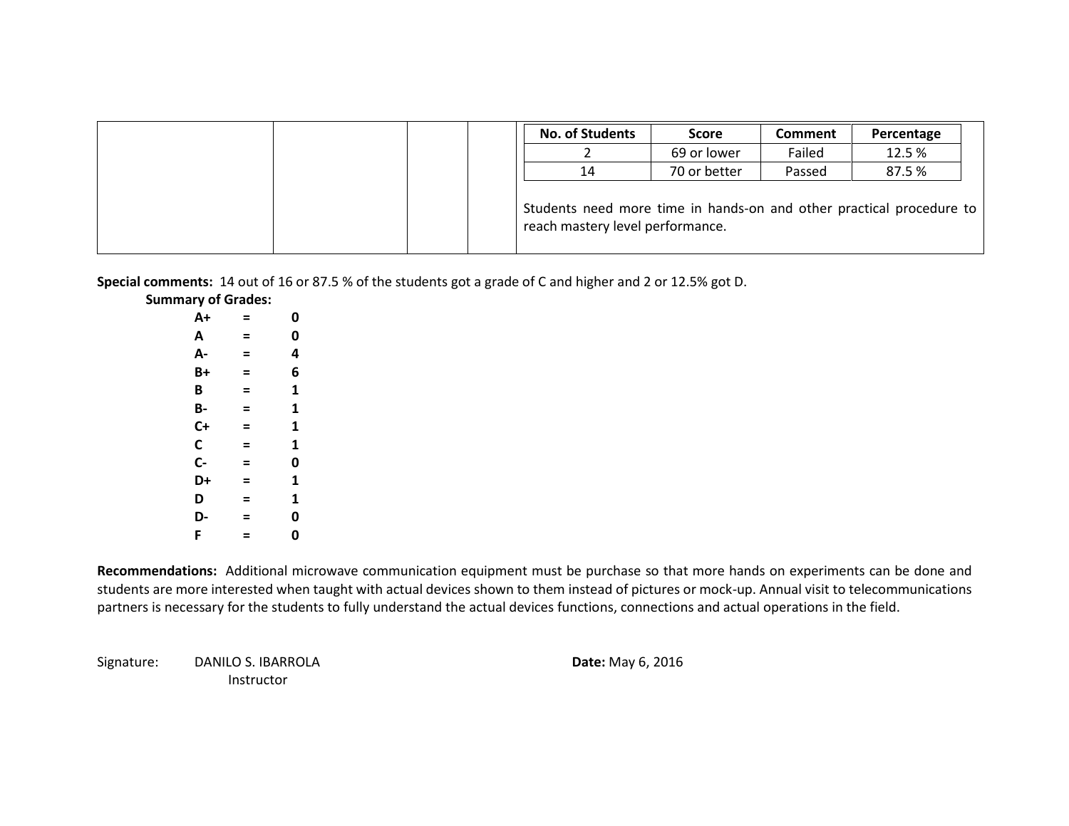| No. of Students | Score | Comment | Percentage |
|---|---|---|---|
| 2 | 69 or lower | Failed | 12.5 % |
| 14 | 70 or better | Passed | 87.5 % |

Students need more time in hands-on and other practical procedure to reach mastery level performance.

**Special comments:** 14 out of 16 or 87.5 % of the students got a grade of C and higher and 2 or 12.5% got D.

**Summary of Grades:**

| | | |
|---|---|---|
| **A+** | **=** | **0** |
| **A** | **=** | **0** |
| **A-** | **=** | **4** |
| **B+** | **=** | **6** |
| **B** | **=** | **1** |
| **B-** | **=** | **1** |
| **C+** | **=** | **1** |
| **C** | **=** | **1** |
| **C-** | **=** | **0** |
| **D+** | **=** | **1** |
| **D** | **=** | **1** |
| **D-** | **=** | **0** |
| **F** | **=** | **0** |

**Recommendations:** Additional microwave communication equipment must be purchase so that more hands on experiments can be done and students are more interested when taught with actual devices shown to them instead of pictures or mock-up. Annual visit to telecommunications partners is necessary for the students to fully understand the actual devices functions, connections and actual operations in the field.

Signature: DANILO S. IBARROLA
Instructor

**Date:** May 6, 2016